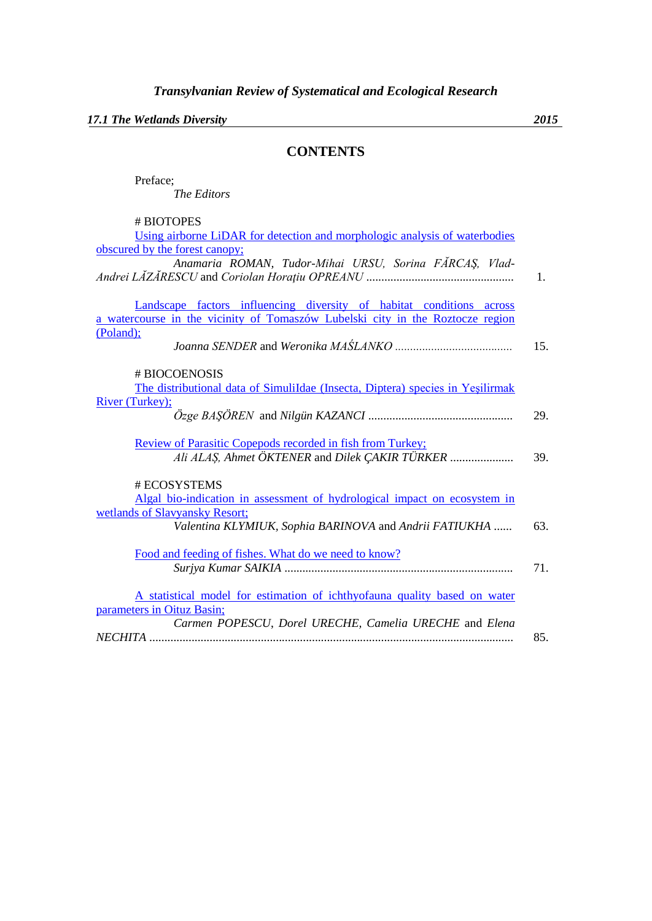*Transylvanian Review of Systematical and Ecological Research*

***17.1 The Wetlands Diversity*** **2015**

## CONTENTS

Preface;
*The Editors*

# BIOTOPES

Using airborne LiDAR for detection and morphologic analysis of waterbodies obscured by the forest canopy;
*Anamaria ROMAN, Tudor-Mihai URSU, Sorina FĂRCAŞ, Vlad-Andrei LĂZĂRESCU* and *Coriolan Horaţiu OPREANU* ................................................ 1.

Landscape factors influencing diversity of habitat conditions across a watercourse in the vicinity of Tomaszów Lubelski city in the Roztocze region (Poland);
*Joanna SENDER* and *Weronika MAŚLANKO* ....................................... 15.

# BIOCOENOSIS

The distributional data of SimuliIdae (Insecta, Diptera) species in Yeşilirmak River (Turkey);
*Özge BAŞÖREN* and *Nilgün KAZANCI* ................................................ 29.

Review of Parasitic Copepods recorded in fish from Turkey;
*Ali ALAŞ, Ahmet ÖKTENER* and *Dilek ÇAKIR TÜRKER* ..................... 39.

# ECOSYSTEMS

Algal bio-indication in assessment of hydrological impact on ecosystem in wetlands of Slavyansky Resort;
*Valentina KLYMIUK, Sophia BARINOVA* and *Andrii FATIUKHA* ...... 63.

Food and feeding of fishes. What do we need to know?
*Surjya Kumar SAIKIA* ........................................................................... 71.

A statistical model for estimation of ichthyofauna quality based on water parameters in Oituz Basin;
*Carmen POPESCU, Dorel URECHE, Camelia URECHE* and *Elena NECHITA* ...................................................................................................... 85.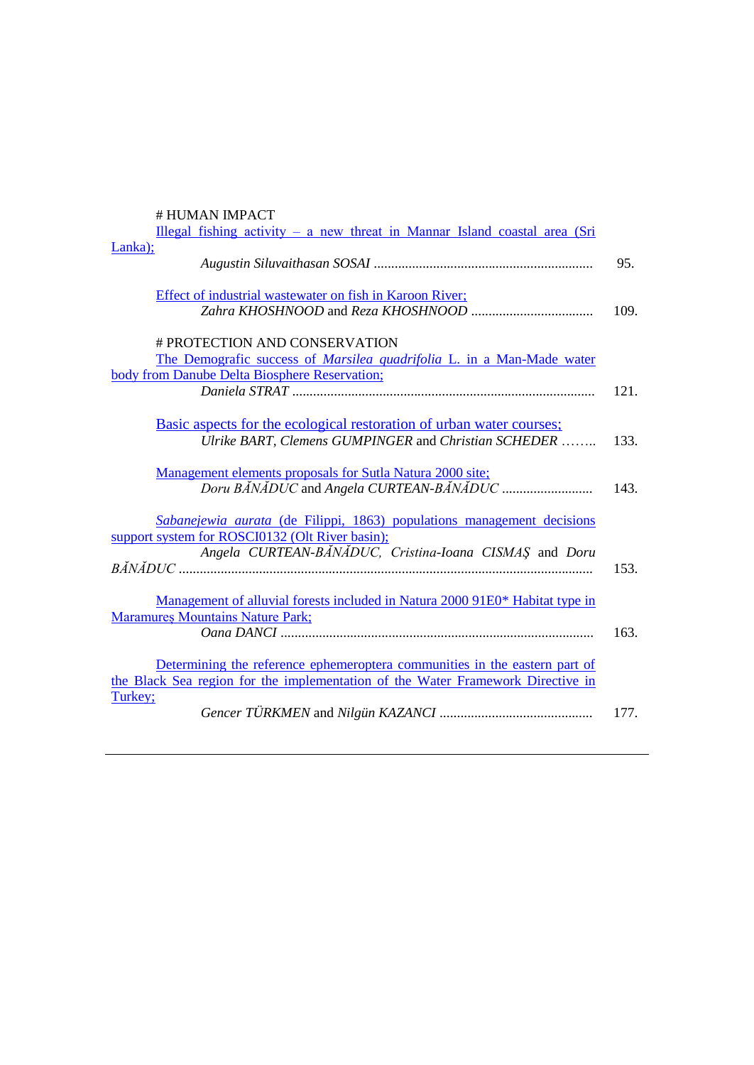# HUMAN IMPACT

Illegal fishing activity – a new threat in Mannar Island coastal area (Sri Lanka);
*Augustin Siluvaithasan SOSAI* ............................................................... 95.

Effect of industrial wastewater on fish in Karoon River;
*Zahra KHOSHNOOD* and *Reza KHOSHNOOD* .................................. 109.

# PROTECTION AND CONSERVATION

The Demografic success of *Marsilea quadrifolia* L. in a Man-Made water body from Danube Delta Biosphere Reservation;
*Daniela STRAT* ...................................................................................... 121.

Basic aspects for the ecological restoration of urban water courses;
*Ulrike BART*, *Clemens GUMPINGER* and *Christian SCHEDER* …….. 133.

Management elements proposals for Sutla Natura 2000 site;
*Doru BĂNĂDUC* and *Angela CURTEAN-BĂNĂDUC* .......................... 143.

*Sabanejewia aurata* (de Filippi, 1863) populations management decisions support system for ROSCI0132 (Olt River basin);
*Angela CURTEAN-BĂNĂDUC*, *Cristina-Ioana CISMAŞ* and *Doru BĂNĂDUC* ..................................................................................................... 153.

Management of alluvial forests included in Natura 2000 91E0* Habitat type in Maramureş Mountains Nature Park;
*Oana DANCI* ......................................................................................... 163.

Determining the reference ephemeroptera communities in the eastern part of the Black Sea region for the implementation of the Water Framework Directive in Turkey;
*Gencer TÜRKMEN* and *Nilgün KAZANCI* ............................................ 177.